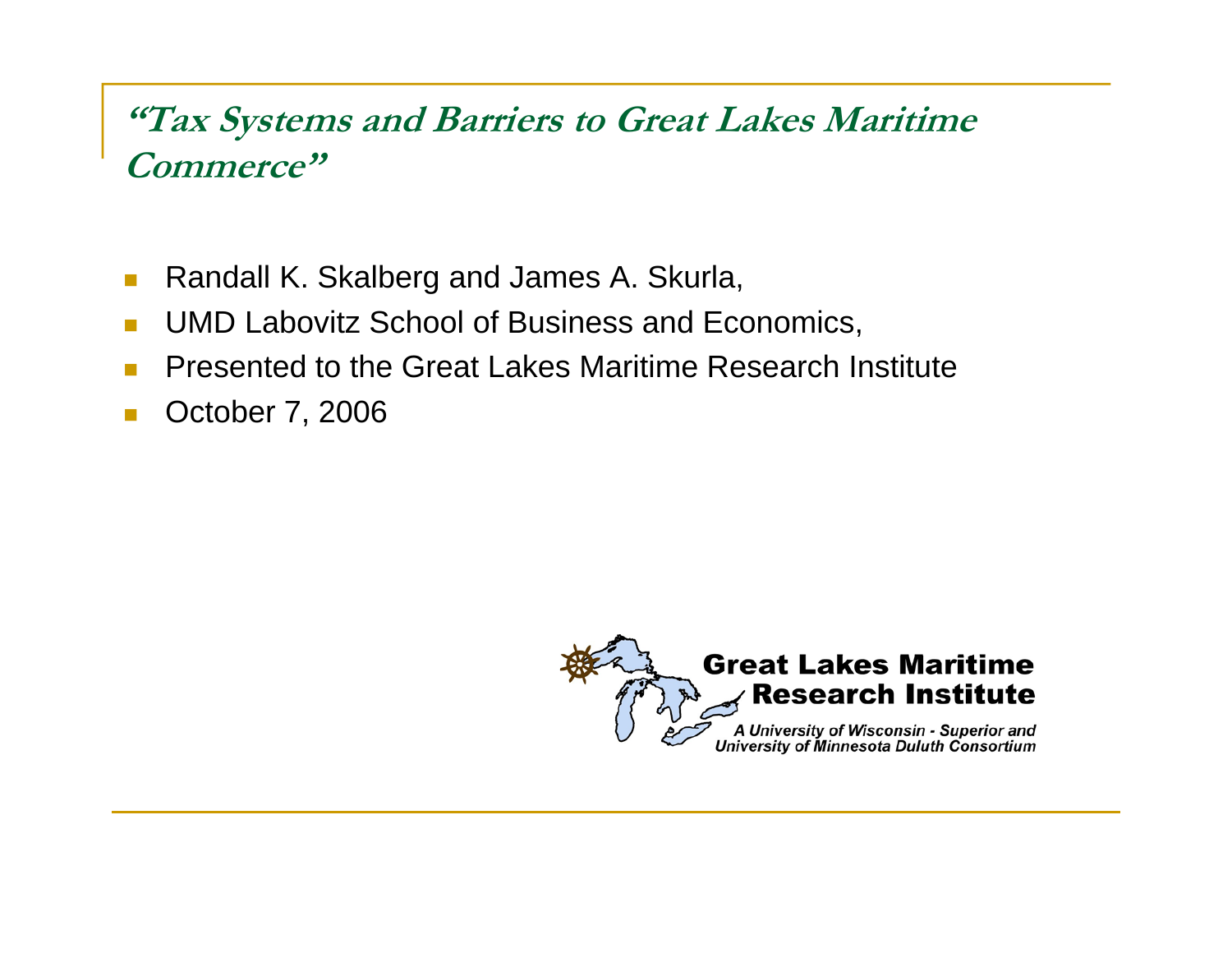# "Tax Systems and Barriers to Great Lakes Maritime Commerce"

- Randall K. Skalberg and James A. Skurla,
- UMD Labovitz School of Business and Economics,
- Presented to the Great Lakes Maritime Research Institute
- October 7, 2006

Great Lakes Maritime Research Institute

*A University of Wisconsin - Superior and University of Minnesota Duluth Consortium*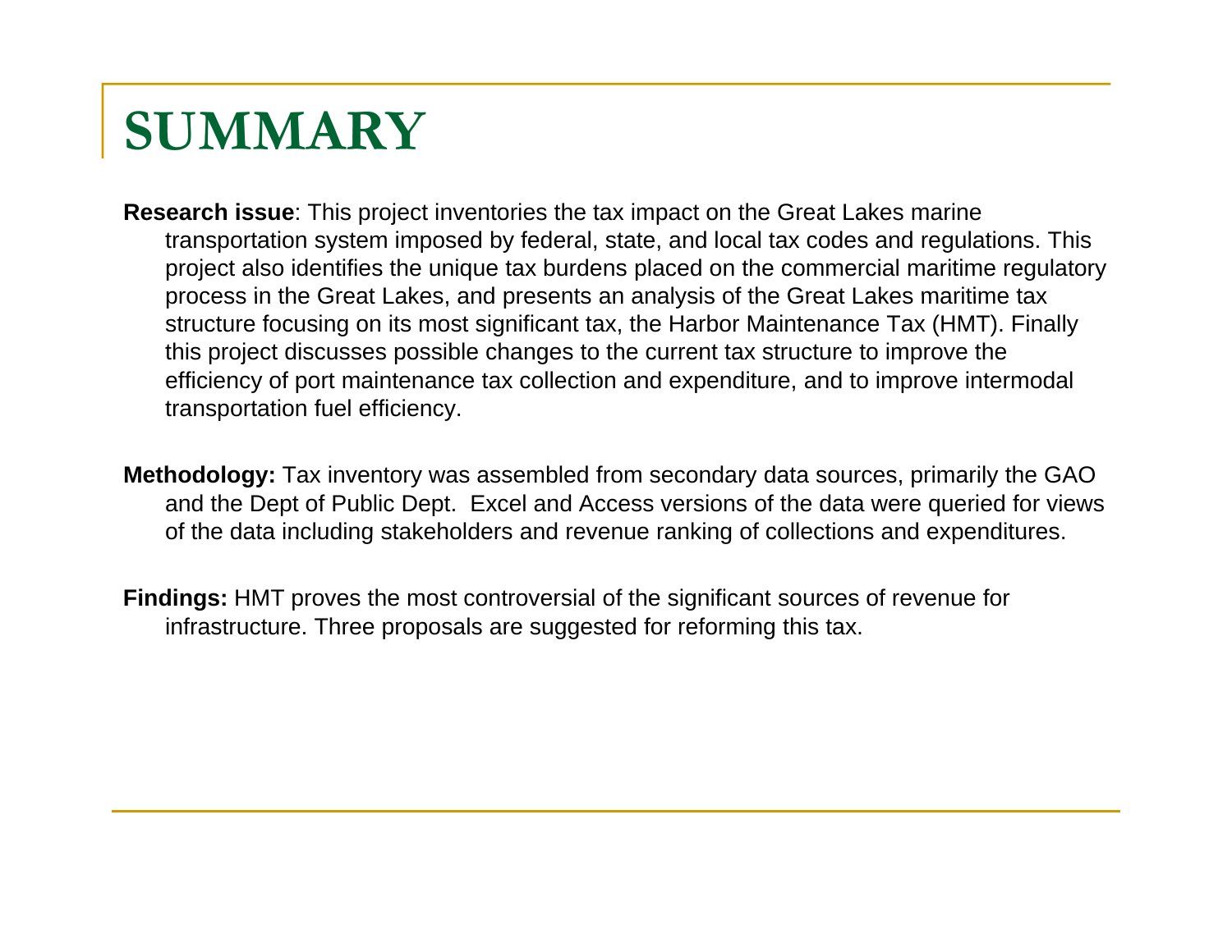# SUMMARY

**Research issue**: This project inventories the tax impact on the Great Lakes marine transportation system imposed by federal, state, and local tax codes and regulations. This project also identifies the unique tax burdens placed on the commercial maritime regulatory process in the Great Lakes, and presents an analysis of the Great Lakes maritime tax structure focusing on its most significant tax, the Harbor Maintenance Tax (HMT). Finally this project discusses possible changes to the current tax structure to improve the efficiency of port maintenance tax collection and expenditure, and to improve intermodal transportation fuel efficiency.

**Methodology:** Tax inventory was assembled from secondary data sources, primarily the GAO and the Dept of Public Dept. Excel and Access versions of the data were queried for views of the data including stakeholders and revenue ranking of collections and expenditures.

**Findings:** HMT proves the most controversial of the significant sources of revenue for infrastructure. Three proposals are suggested for reforming this tax.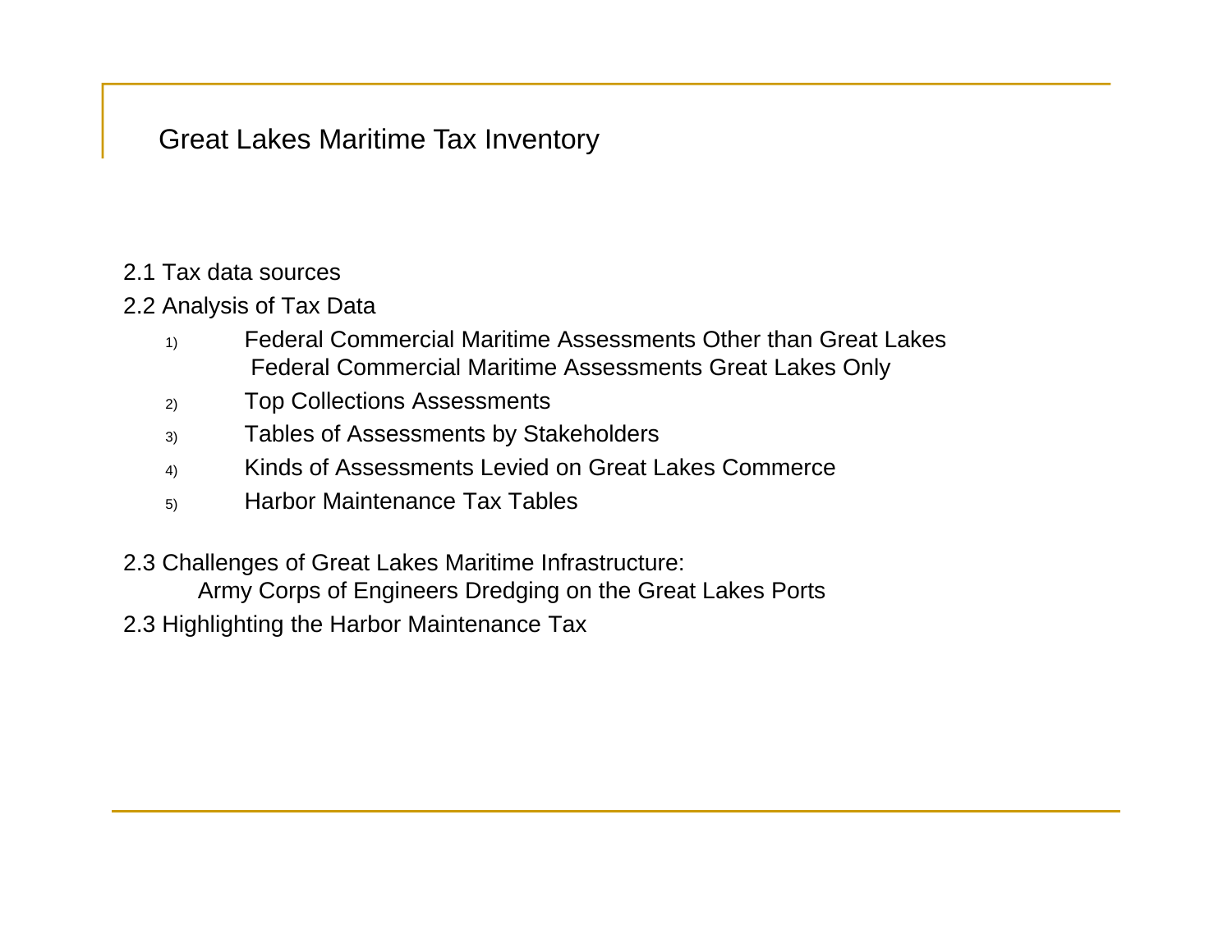# Great Lakes Maritime Tax Inventory

2.1 Tax data sources

2.2 Analysis of Tax Data

1) Federal Commercial Maritime Assessments Other than Great Lakes
   Federal Commercial Maritime Assessments Great Lakes Only
2) Top Collections Assessments
3) Tables of Assessments by Stakeholders
4) Kinds of Assessments Levied on Great Lakes Commerce
5) Harbor Maintenance Tax Tables

2.3 Challenges of Great Lakes Maritime Infrastructure:
   Army Corps of Engineers Dredging on the Great Lakes Ports

2.3 Highlighting the Harbor Maintenance Tax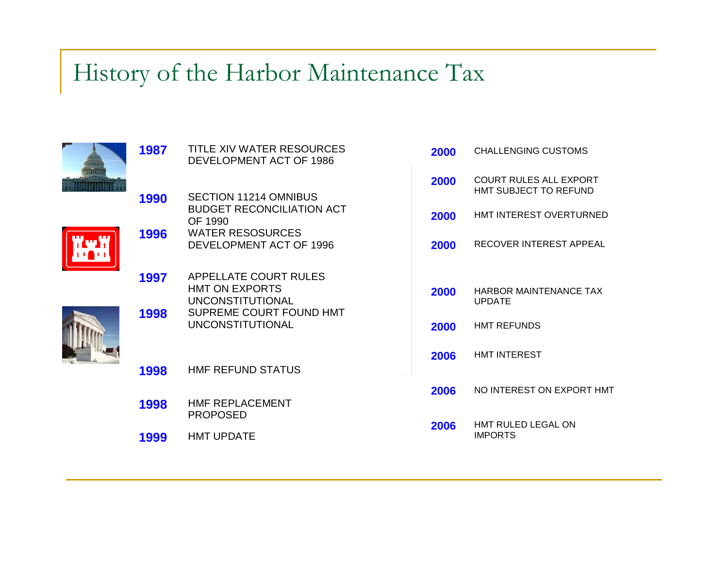# History of the Harbor Maintenance Tax

| Year | Event |
|---|---|
| 1987 | TITLE XIV WATER RESOURCES DEVELOPMENT ACT OF 1986 |
| 1990 | SECTION 11214 OMNIBUS BUDGET RECONCILIATION ACT OF 1990 |
| 1996 | WATER RESOSOURCES DEVELOPMENT ACT OF 1996 |
| 1997 | APPELLATE COURT RULES HMT ON EXPORTS UNCONSTITUTIONAL |
| 1998 | SUPREME COURT FOUND HMT UNCONSTITUTIONAL |
| 1998 | HMF REFUND STATUS |
| 1998 | HMF REPLACEMENT PROPOSED |
| 1999 | HMT UPDATE |
| 2000 | CHALLENGING CUSTOMS |
| 2000 | COURT RULES ALL EXPORT HMT SUBJECT TO REFUND |
| 2000 | HMT INTEREST OVERTURNED |
| 2000 | RECOVER INTEREST APPEAL |
| 2000 | HARBOR MAINTENANCE TAX UPDATE |
| 2000 | HMT REFUNDS |
| 2006 | HMT INTEREST |
| 2006 | NO INTEREST ON EXPORT HMT |
| 2006 | HMT RULED LEGAL ON IMPORTS |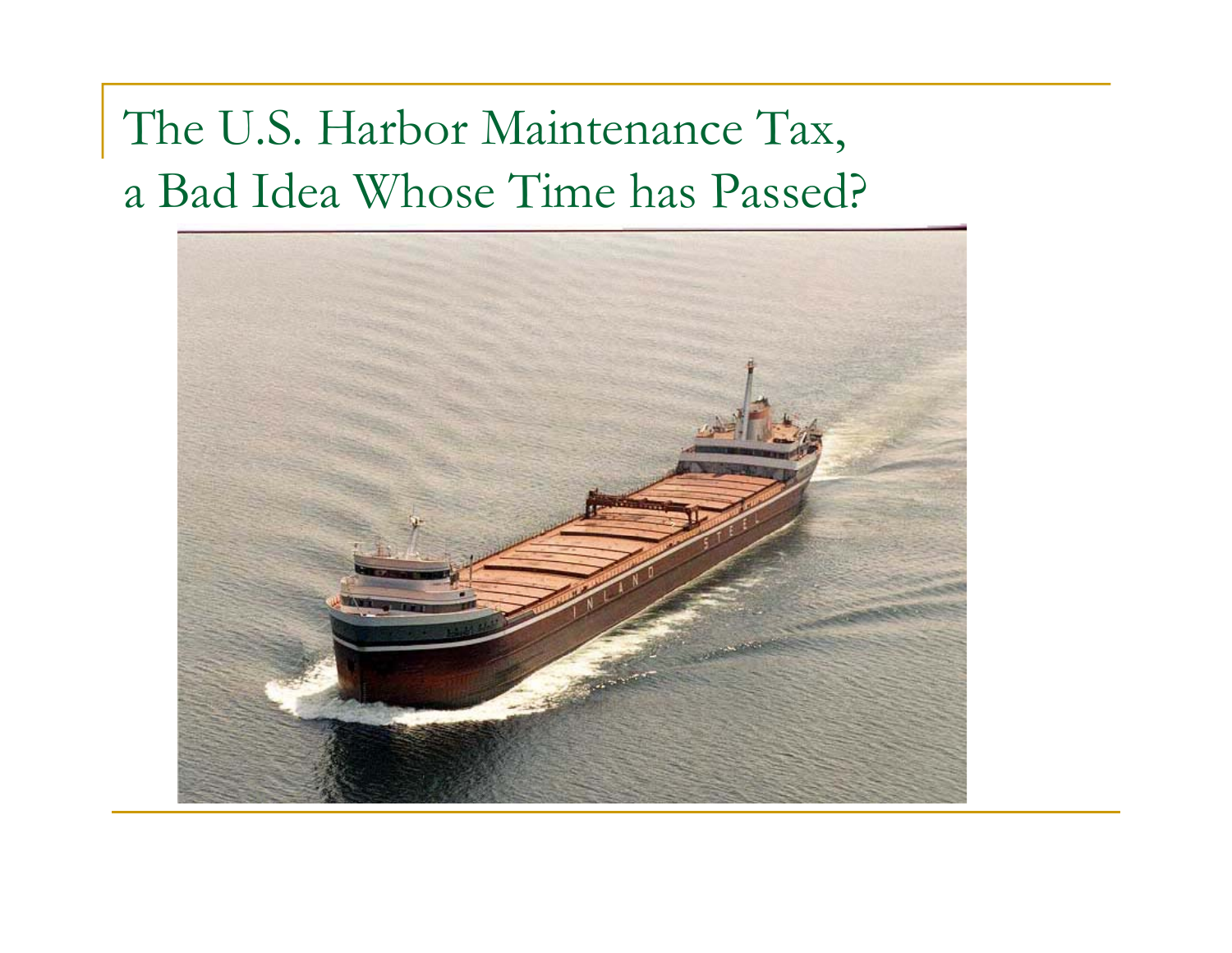# The U.S. Harbor Maintenance Tax, a Bad Idea Whose Time has Passed?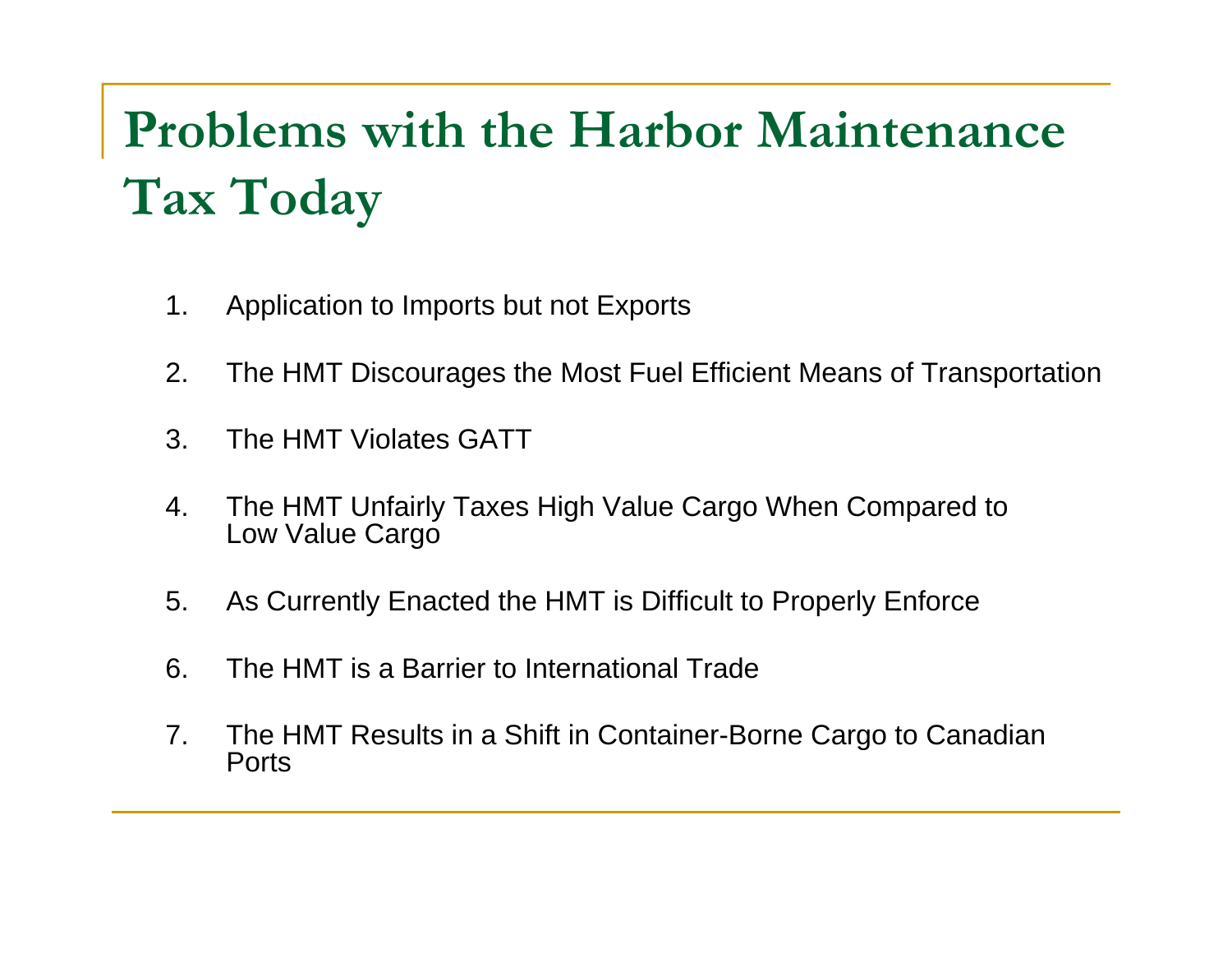# Problems with the Harbor Maintenance Tax Today

1. Application to Imports but not Exports
2. The HMT Discourages the Most Fuel Efficient Means of Transportation
3. The HMT Violates GATT
4. The HMT Unfairly Taxes High Value Cargo When Compared to Low Value Cargo
5. As Currently Enacted the HMT is Difficult to Properly Enforce
6. The HMT is a Barrier to International Trade
7. The HMT Results in a Shift in Container-Borne Cargo to Canadian Ports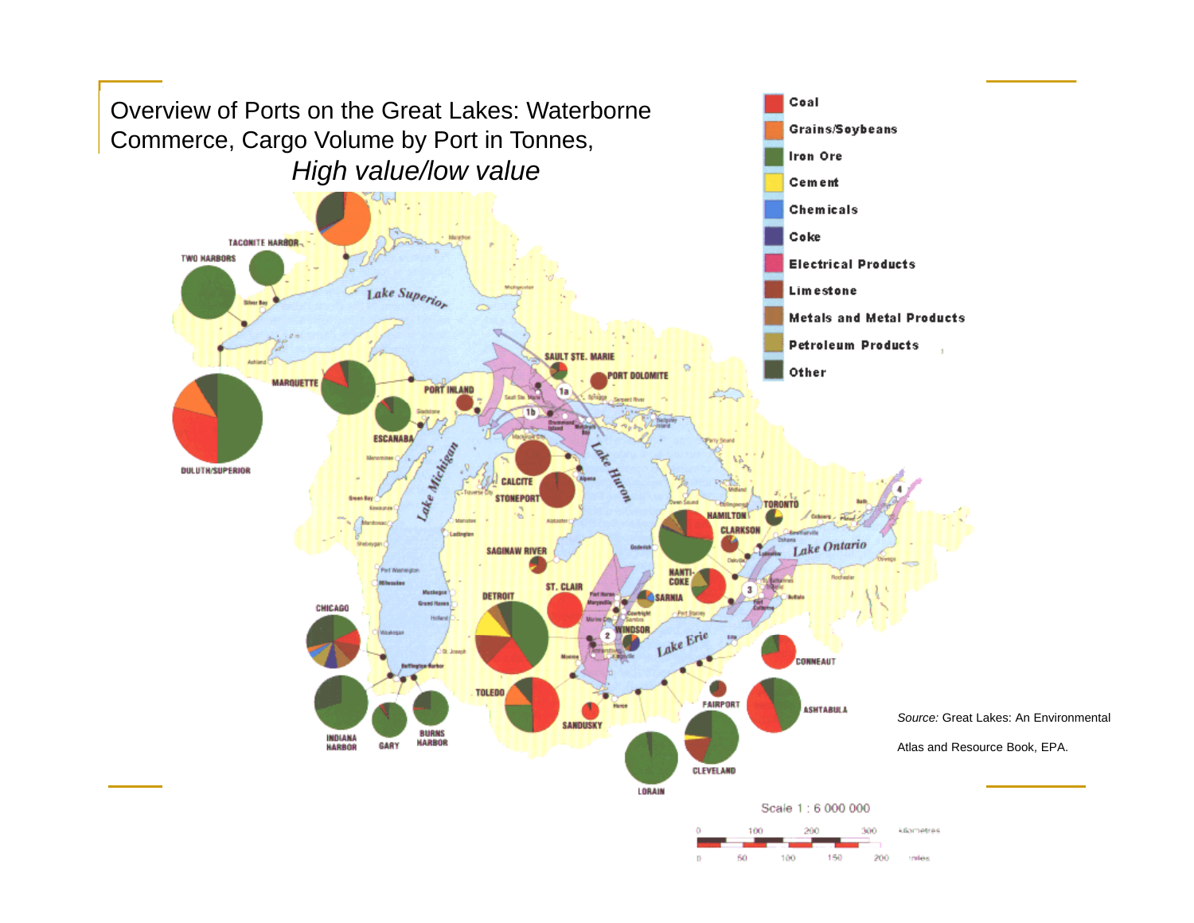# Overview of Ports on the Great Lakes: Waterborne Commerce, Cargo Volume by Port in Tonnes, *High value/low value*

- Coal
- Grains/Soybeans
- Iron Ore
- Cement
- Chemicals
- Coke
- Electrical Products
- Limestone
- Metals and Metal Products
- Petroleum Products
- Other

*Source:* Great Lakes: An Environmental Atlas and Resource Book, EPA.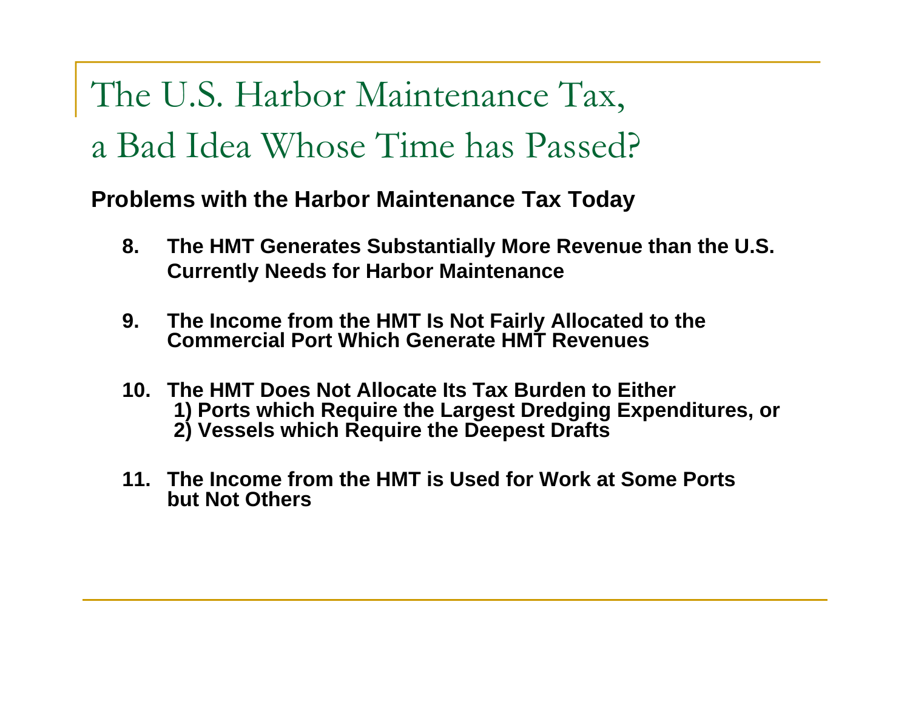# The U.S. Harbor Maintenance Tax, a Bad Idea Whose Time has Passed?

**Problems with the Harbor Maintenance Tax Today**

8. **The HMT Generates Substantially More Revenue than the U.S. Currently Needs for Harbor Maintenance**

9. **The Income from the HMT Is Not Fairly Allocated to the Commercial Port Which Generate HMT Revenues**

10. **The HMT Does Not Allocate Its Tax Burden to Either**
    **1) Ports which Require the Largest Dredging Expenditures, or**
    **2) Vessels which Require the Deepest Drafts**

11. **The Income from the HMT is Used for Work at Some Ports but Not Others**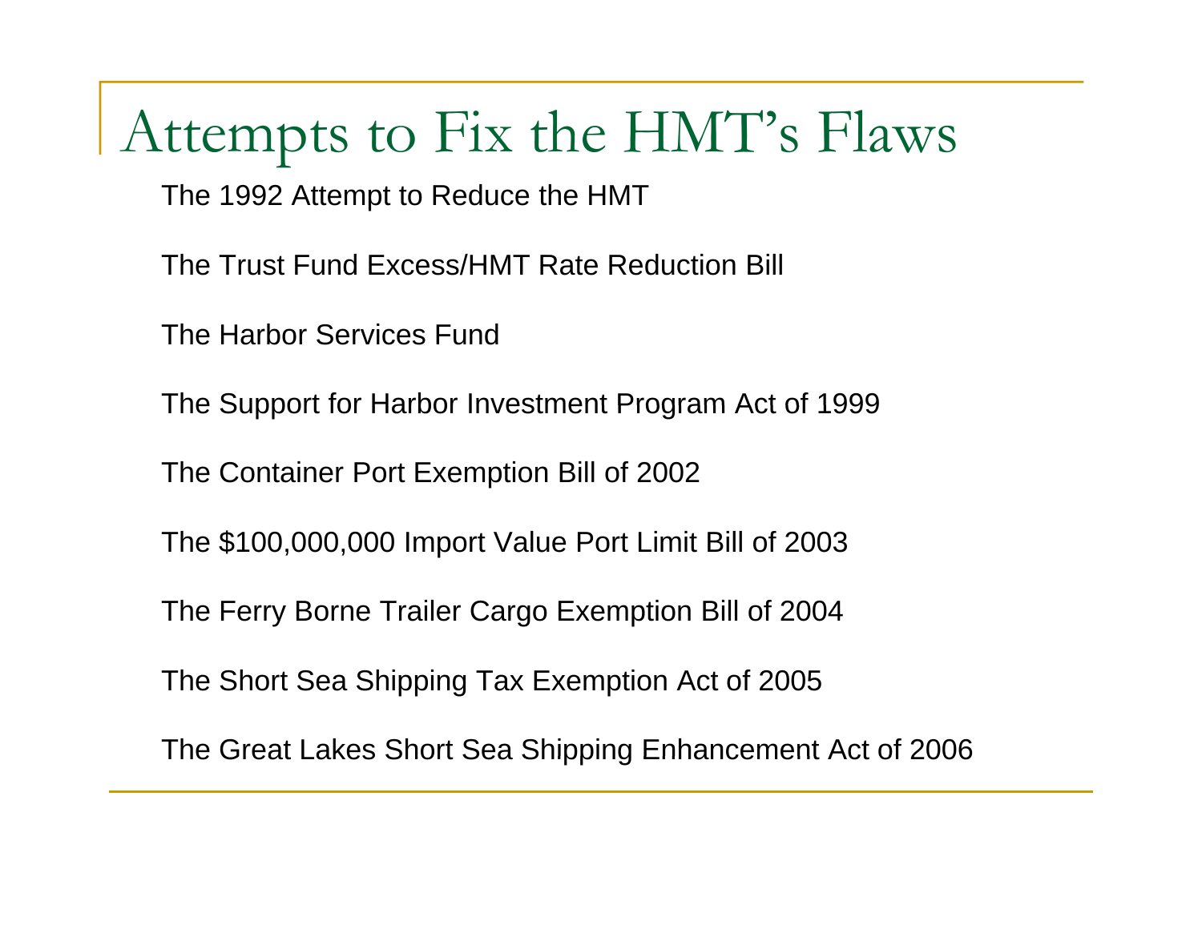# Attempts to Fix the HMT's Flaws

The 1992 Attempt to Reduce the HMT

The Trust Fund Excess/HMT Rate Reduction Bill

The Harbor Services Fund

The Support for Harbor Investment Program Act of 1999

The Container Port Exemption Bill of 2002

The $100,000,000 Import Value Port Limit Bill of 2003

The Ferry Borne Trailer Cargo Exemption Bill of 2004

The Short Sea Shipping Tax Exemption Act of 2005

The Great Lakes Short Sea Shipping Enhancement Act of 2006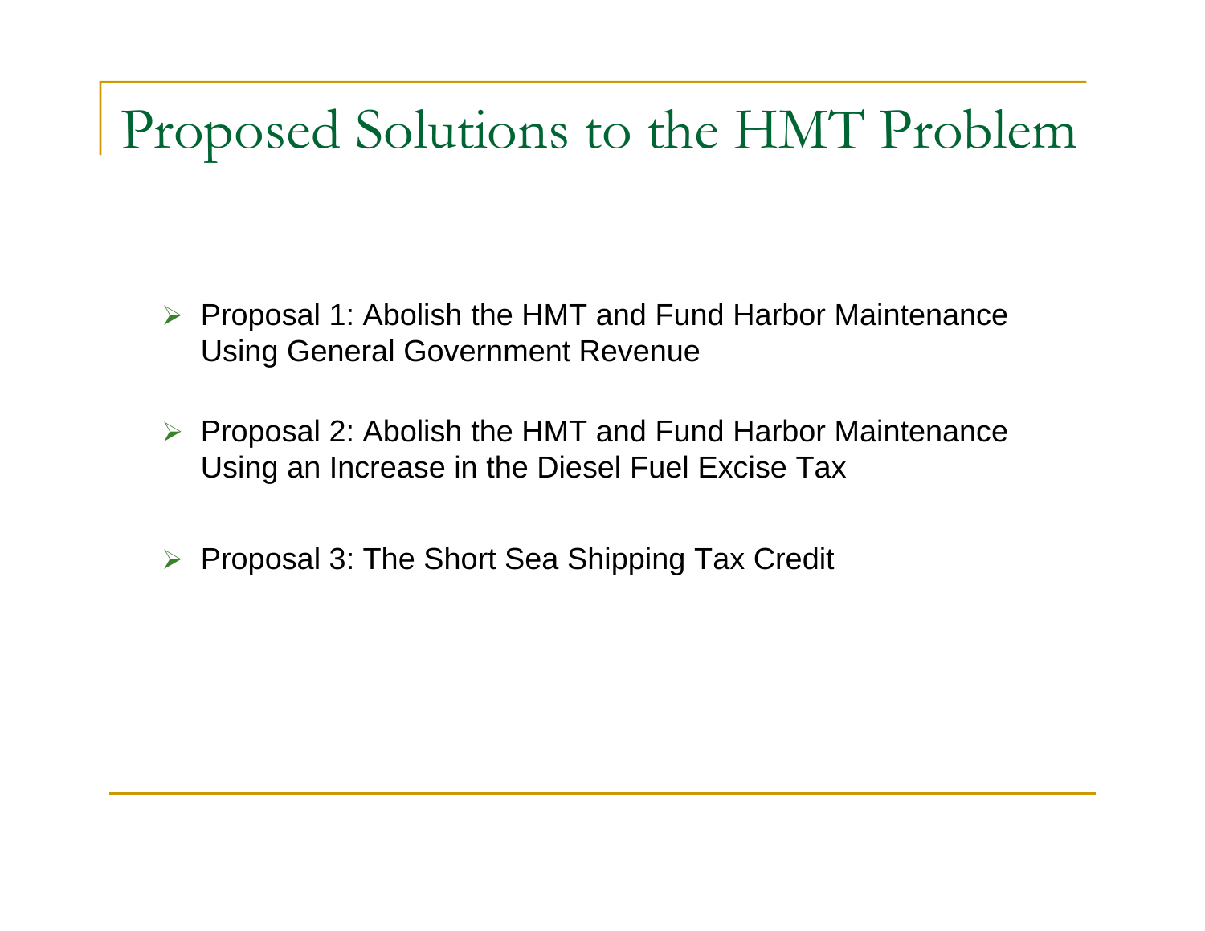# Proposed Solutions to the HMT Problem

- Proposal 1: Abolish the HMT and Fund Harbor Maintenance Using General Government Revenue
- Proposal 2: Abolish the HMT and Fund Harbor Maintenance Using an Increase in the Diesel Fuel Excise Tax
- Proposal 3: The Short Sea Shipping Tax Credit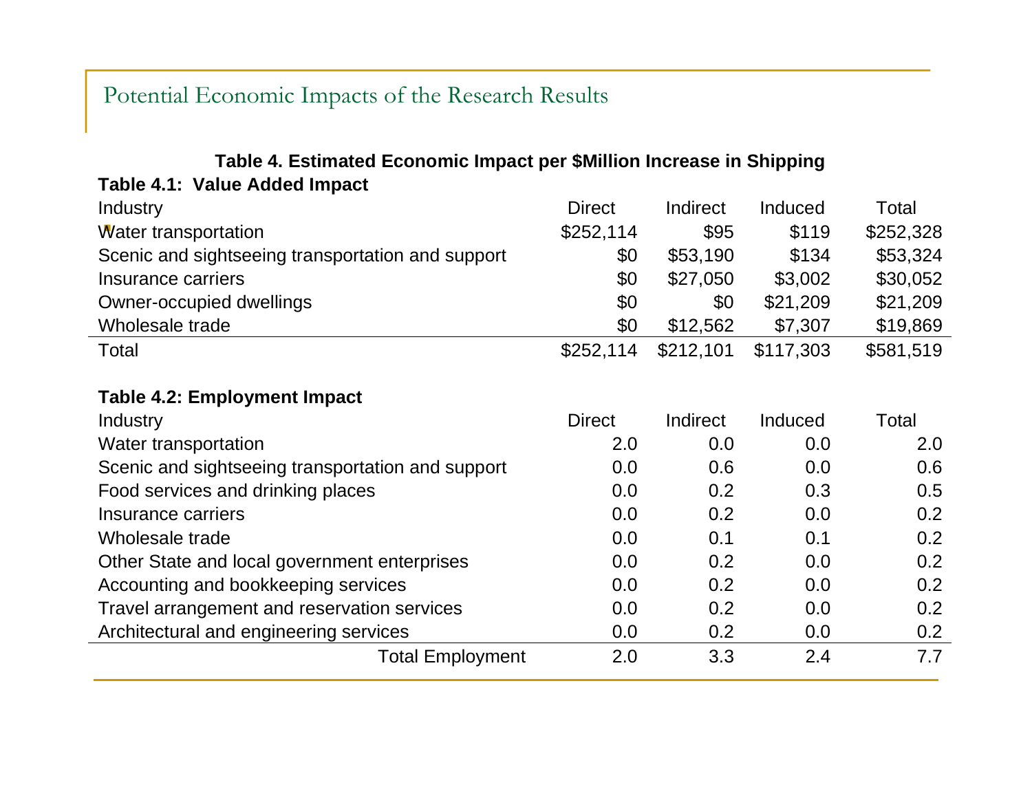# Potential Economic Impacts of the Research Results

**Table 4. Estimated Economic Impact per $Million Increase in Shipping**

**Table 4.1: Value Added Impact**

| Industry | Direct | Indirect | Induced | Total |
|---|---|---|---|---|
| Water transportation | $252,114 | $95 | $119 | $252,328 |
| Scenic and sightseeing transportation and support | $0 | $53,190 | $134 | $53,324 |
| Insurance carriers | $0 | $27,050 | $3,002 | $30,052 |
| Owner-occupied dwellings | $0 | $0 | $21,209 | $21,209 |
| Wholesale trade | $0 | $12,562 | $7,307 | $19,869 |
| Total | $252,114 | $212,101 | $117,303 | $581,519 |

**Table 4.2: Employment Impact**

| Industry | Direct | Indirect | Induced | Total |
|---|---|---|---|---|
| Water transportation | 2.0 | 0.0 | 0.0 | 2.0 |
| Scenic and sightseeing transportation and support | 0.0 | 0.6 | 0.0 | 0.6 |
| Food services and drinking places | 0.0 | 0.2 | 0.3 | 0.5 |
| Insurance carriers | 0.0 | 0.2 | 0.0 | 0.2 |
| Wholesale trade | 0.0 | 0.1 | 0.1 | 0.2 |
| Other State and local government enterprises | 0.0 | 0.2 | 0.0 | 0.2 |
| Accounting and bookkeeping services | 0.0 | 0.2 | 0.0 | 0.2 |
| Travel arrangement and reservation services | 0.0 | 0.2 | 0.0 | 0.2 |
| Architectural and engineering services | 0.0 | 0.2 | 0.0 | 0.2 |
| Total Employment | 2.0 | 3.3 | 2.4 | 7.7 |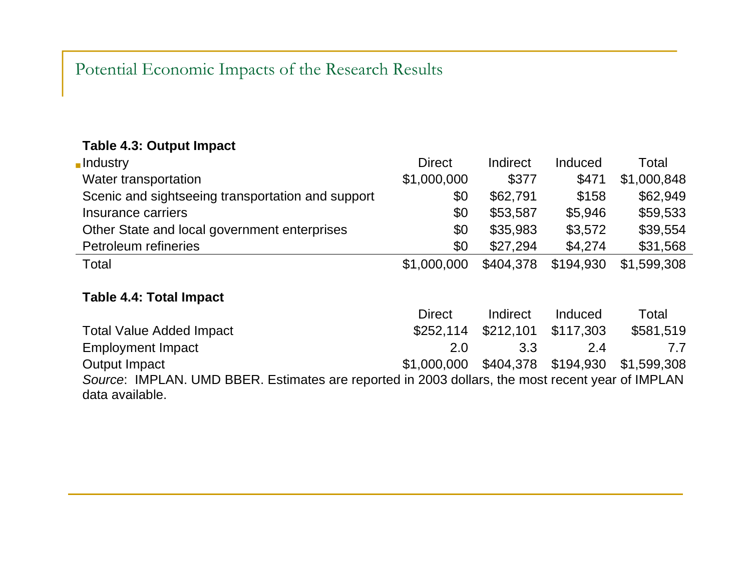# Potential Economic Impacts of the Research Results

**Table 4.3: Output Impact**

| Industry | Direct | Indirect | Induced | Total |
|---|---|---|---|---|
| Water transportation | $1,000,000 | $377 | $471 | $1,000,848 |
| Scenic and sightseeing transportation and support | $0 | $62,791 | $158 | $62,949 |
| Insurance carriers | $0 | $53,587 | $5,946 | $59,533 |
| Other State and local government enterprises | $0 | $35,983 | $3,572 | $39,554 |
| Petroleum refineries | $0 | $27,294 | $4,274 | $31,568 |
| Total | $1,000,000 | $404,378 | $194,930 | $1,599,308 |

**Table 4.4: Total Impact**

| | Direct | Indirect | Induced | Total |
|---|---|---|---|---|
| Total Value Added Impact | $252,114 | $212,101 | $117,303 | $581,519 |
| Employment Impact | 2.0 | 3.3 | 2.4 | 7.7 |
| Output Impact | $1,000,000 | $404,378 | $194,930 | $1,599,308 |

*Source*: IMPLAN. UMD BBER. Estimates are reported in 2003 dollars, the most recent year of IMPLAN data available.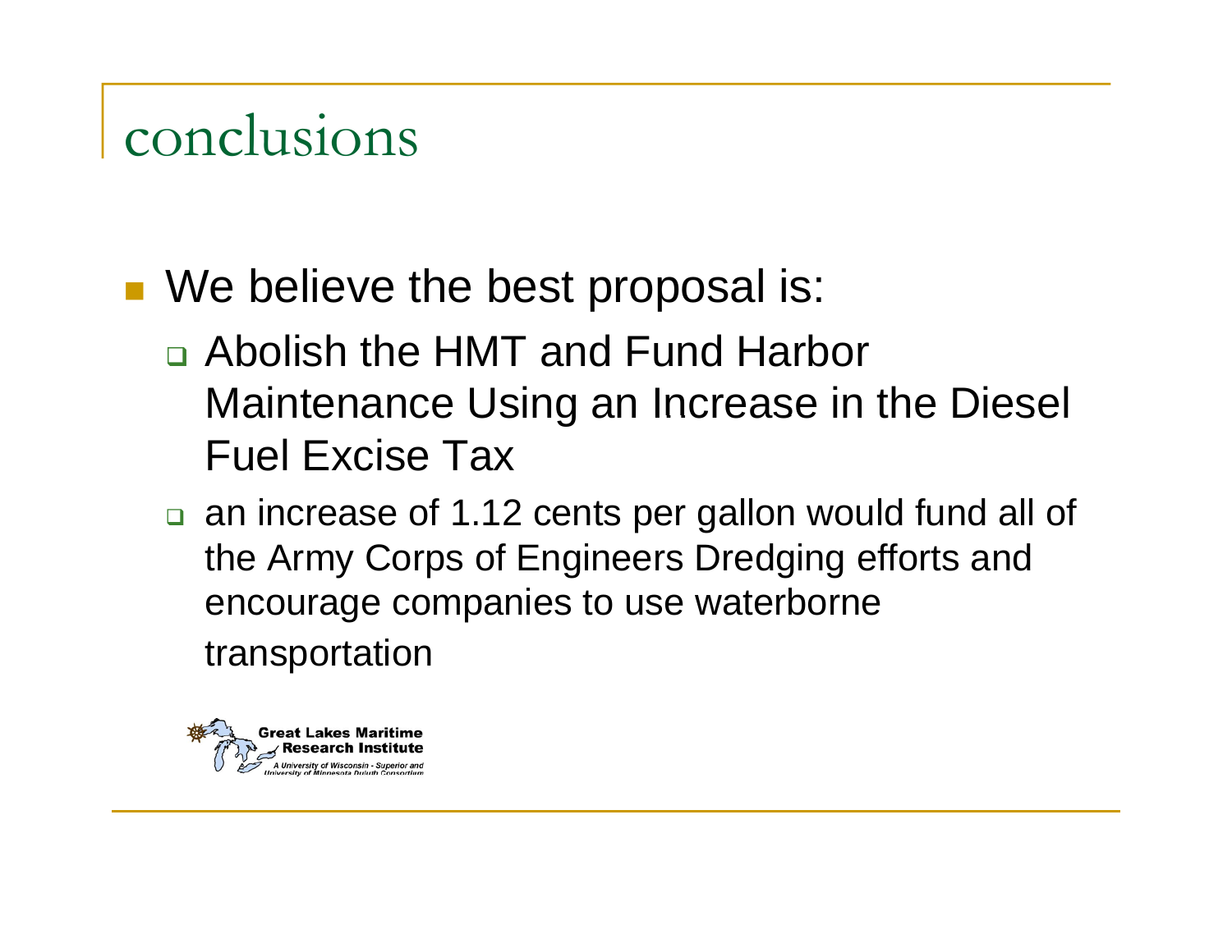# conclusions

- We believe the best proposal is:
  - Abolish the HMT and Fund Harbor Maintenance Using an Increase in the Diesel Fuel Excise Tax
  - an increase of 1.12 cents per gallon would fund all of the Army Corps of Engineers Dredging efforts and encourage companies to use waterborne transportation

Great Lakes Maritime Research Institute
A University of Wisconsin - Superior and University of Minnesota Duluth Consortium